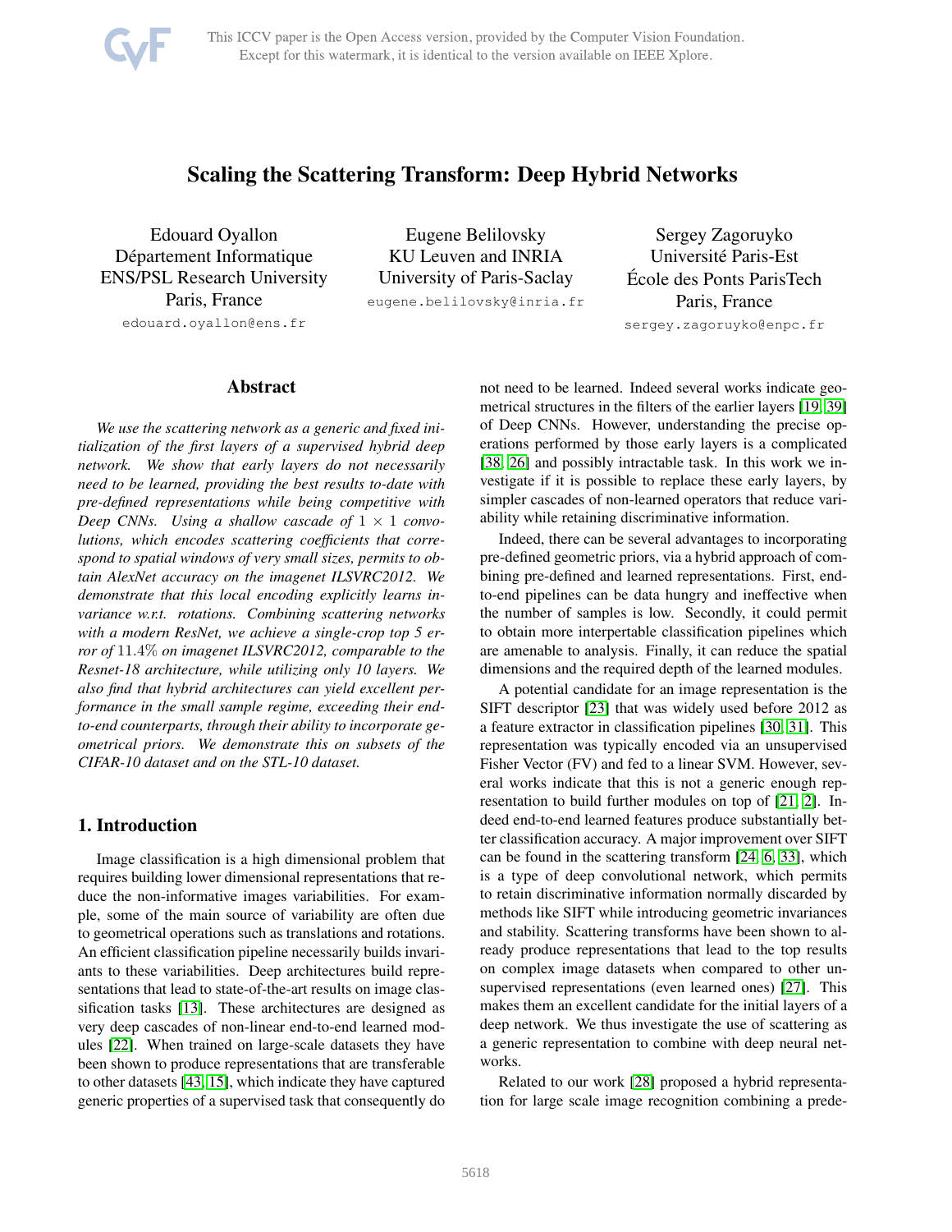# Scaling the Scattering Transform: Deep Hybrid Networks

Edouard Oyallon
Département Informatique
ENS/PSL Research University
Paris, France
edouard.oyallon@ens.fr

Eugene Belilovsky
KU Leuven and INRIA
University of Paris-Saclay
eugene.belilovsky@inria.fr

Sergey Zagoruyko
Université Paris-Est
École des Ponts ParisTech
Paris, France
sergey.zagoruyko@enpc.fr

## Abstract

*We use the scattering network as a generic and fixed initialization of the first layers of a supervised hybrid deep network. We show that early layers do not necessarily need to be learned, providing the best results to-date with pre-defined representations while being competitive with Deep CNNs. Using a shallow cascade of $1 \times 1$ convolutions, which encodes scattering coefficients that correspond to spatial windows of very small sizes, permits to obtain AlexNet accuracy on the imagenet ILSVRC2012. We demonstrate that this local encoding explicitly learns invariance w.r.t. rotations. Combining scattering networks with a modern ResNet, we achieve a single-crop top 5 error of 11.4% on imagenet ILSVRC2012, comparable to the Resnet-18 architecture, while utilizing only 10 layers. We also find that hybrid architectures can yield excellent performance in the small sample regime, exceeding their end-to-end counterparts, through their ability to incorporate geometrical priors. We demonstrate this on subsets of the CIFAR-10 dataset and on the STL-10 dataset.*

## 1. Introduction

Image classification is a high dimensional problem that requires building lower dimensional representations that reduce the non-informative images variabilities. For example, some of the main source of variability are often due to geometrical operations such as translations and rotations. An efficient classification pipeline necessarily builds invariants to these variabilities. Deep architectures build representations that lead to state-of-the-art results on image classification tasks [13]. These architectures are designed as very deep cascades of non-linear end-to-end learned modules [22]. When trained on large-scale datasets they have been shown to produce representations that are transferable to other datasets [43, 15], which indicate they have captured generic properties of a supervised task that consequently do not need to be learned. Indeed several works indicate geometrical structures in the filters of the earlier layers [19, 39] of Deep CNNs. However, understanding the precise operations performed by those early layers is a complicated [38, 26] and possibly intractable task. In this work we investigate if it is possible to replace these early layers, by simpler cascades of non-learned operators that reduce variability while retaining discriminative information.

Indeed, there can be several advantages to incorporating pre-defined geometric priors, via a hybrid approach of combining pre-defined and learned representations. First, end-to-end pipelines can be data hungry and ineffective when the number of samples is low. Secondly, it could permit to obtain more interpretable classification pipelines which are amenable to analysis. Finally, it can reduce the spatial dimensions and the required depth of the learned modules.

A potential candidate for an image representation is the SIFT descriptor [23] that was widely used before 2012 as a feature extractor in classification pipelines [30, 31]. This representation was typically encoded via an unsupervised Fisher Vector (FV) and fed to a linear SVM. However, several works indicate that this is not a generic enough representation to build further modules on top of [21, 2]. Indeed end-to-end learned features produce substantially better classification accuracy. A major improvement over SIFT can be found in the scattering transform [24, 6, 33], which is a type of deep convolutional network, which permits to retain discriminative information normally discarded by methods like SIFT while introducing geometric invariances and stability. Scattering transforms have been shown to already produce representations that lead to the top results on complex image datasets when compared to other unsupervised representations (even learned ones) [27]. This makes them an excellent candidate for the initial layers of a deep network. We thus investigate the use of scattering as a generic representation to combine with deep neural networks.

Related to our work [28] proposed a hybrid representation for large scale image recognition combining a prede-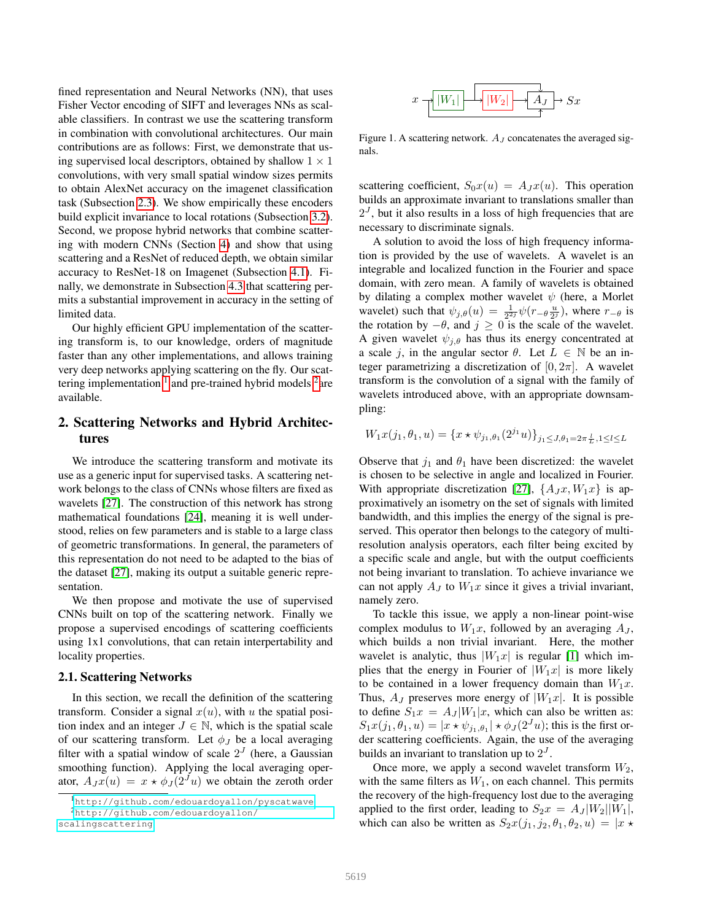fined representation and Neural Networks (NN), that uses Fisher Vector encoding of SIFT and leverages NNs as scalable classifiers. In contrast we use the scattering transform in combination with convolutional architectures. Our main contributions are as follows: First, we demonstrate that using supervised local descriptors, obtained by shallow $1 \times 1$ convolutions, with very small spatial window sizes permits to obtain AlexNet accuracy on the imagenet classification task (Subsection 2.3). We show empirically these encoders build explicit invariance to local rotations (Subsection 3.2). Second, we propose hybrid networks that combine scattering with modern CNNs (Section 4) and show that using scattering and a ResNet of reduced depth, we obtain similar accuracy to ResNet-18 on Imagenet (Subsection 4.1). Finally, we demonstrate in Subsection 4.3 that scattering permits a substantial improvement in accuracy in the setting of limited data.

Our highly efficient GPU implementation of the scattering transform is, to our knowledge, orders of magnitude faster than any other implementations, and allows training very deep networks applying scattering on the fly. Our scattering implementation [1] and pre-trained hybrid models [2] are available.

## 2. Scattering Networks and Hybrid Architectures

We introduce the scattering transform and motivate its use as a generic input for supervised tasks. A scattering network belongs to the class of CNNs whose filters are fixed as wavelets [27]. The construction of this network has strong mathematical foundations [24], meaning it is well understood, relies on few parameters and is stable to a large class of geometric transformations. In general, the parameters of this representation do not need to be adapted to the bias of the dataset [27], making its output a suitable generic representation.

We then propose and motivate the use of supervised CNNs built on top of the scattering network. Finally we propose a supervised encodings of scattering coefficients using 1x1 convolutions, that can retain interpertability and locality properties.

### 2.1. Scattering Networks

In this section, we recall the definition of the scattering transform. Consider a signal $x(u)$, with $u$ the spatial position index and an integer $J \in \mathbb{N}$, which is the spatial scale of our scattering transform. Let $\phi_J$ be a local averaging filter with a spatial window of scale $2^J$ (here, a Gaussian smoothing function). Applying the local averaging operator, $A_J x(u) = x \star \phi_J(2^J u)$ we obtain the zeroth order scattering coefficient, $S_0 x(u) = A_J x(u)$. This operation builds an approximate invariant to translations smaller than $2^J$, but it also results in a loss of high frequencies that are necessary to discriminate signals.

Figure 1. A scattering network. $A_J$ concatenates the averaged signals.

A solution to avoid the loss of high frequency information is provided by the use of wavelets. A wavelet is an integrable and localized function in the Fourier and space domain, with zero mean. A family of wavelets is obtained by dilating a complex mother wavelet $\psi$ (here, a Morlet wavelet) such that $\psi_{j,\theta}(u) = \frac{1}{2^{2j}}\psi(r_{-\theta}\frac{u}{2^j})$, where $r_{-\theta}$ is the rotation by $-\theta$, and $j \geq 0$ is the scale of the wavelet. A given wavelet $\psi_{j,\theta}$ has thus its energy concentrated at a scale $j$, in the angular sector $\theta$. Let $L \in \mathbb{N}$ be an integer parametrizing a discretization of $[0, 2\pi]$. A wavelet transform is the convolution of a signal with the family of wavelets introduced above, with an appropriate downsampling:

$$W_1 x(j_1, \theta_1, u) = \{x \star \psi_{j_1,\theta_1}(2^{j_1}u)\}_{j_1 \leq J, \theta_1 = 2\pi\frac{l}{L}, 1 \leq l \leq L}$$

Observe that $j_1$ and $\theta_1$ have been discretized: the wavelet is chosen to be selective in angle and localized in Fourier. With appropriate discretization [27], $\{A_J x, W_1 x\}$ is approximatively an isometry on the set of signals with limited bandwidth, and this implies the energy of the signal is preserved. This operator then belongs to the category of multi-resolution analysis operators, each filter being excited by a specific scale and angle, but with the output coefficients not being invariant to translation. To achieve invariance we can not apply $A_J$ to $W_1 x$ since it gives a trivial invariant, namely zero.

To tackle this issue, we apply a non-linear point-wise complex modulus to $W_1 x$, followed by an averaging $A_J$, which builds a non trivial invariant. Here, the mother wavelet is analytic, thus $|W_1 x|$ is regular [1] which implies that the energy in Fourier of $|W_1 x|$ is more likely to be contained in a lower frequency domain than $W_1 x$. Thus, $A_J$ preserves more energy of $|W_1 x|$. It is possible to define $S_1 x = A_J |W_1| x$, which can also be written as: $S_1 x(j_1, \theta_1, u) = |x \star \psi_{j_1,\theta_1}| \star \phi_J(2^J u)$; this is the first order scattering coefficients. Again, the use of the averaging builds an invariant to translation up to $2^J$.

Once more, we apply a second wavelet transform $W_2$, with the same filters as $W_1$, on each channel. This permits the recovery of the high-frequency lost due to the averaging applied to the first order, leading to $S_2 x = A_J |W_2||W_1|$, which can also be written as $S_2 x(j_1, j_2, \theta_1, \theta_2, u) = |x \star$

[1] http://github.com/edouardoyallon/pyscatwave

[2] http://github.com/edouardoyallon/scalingscattering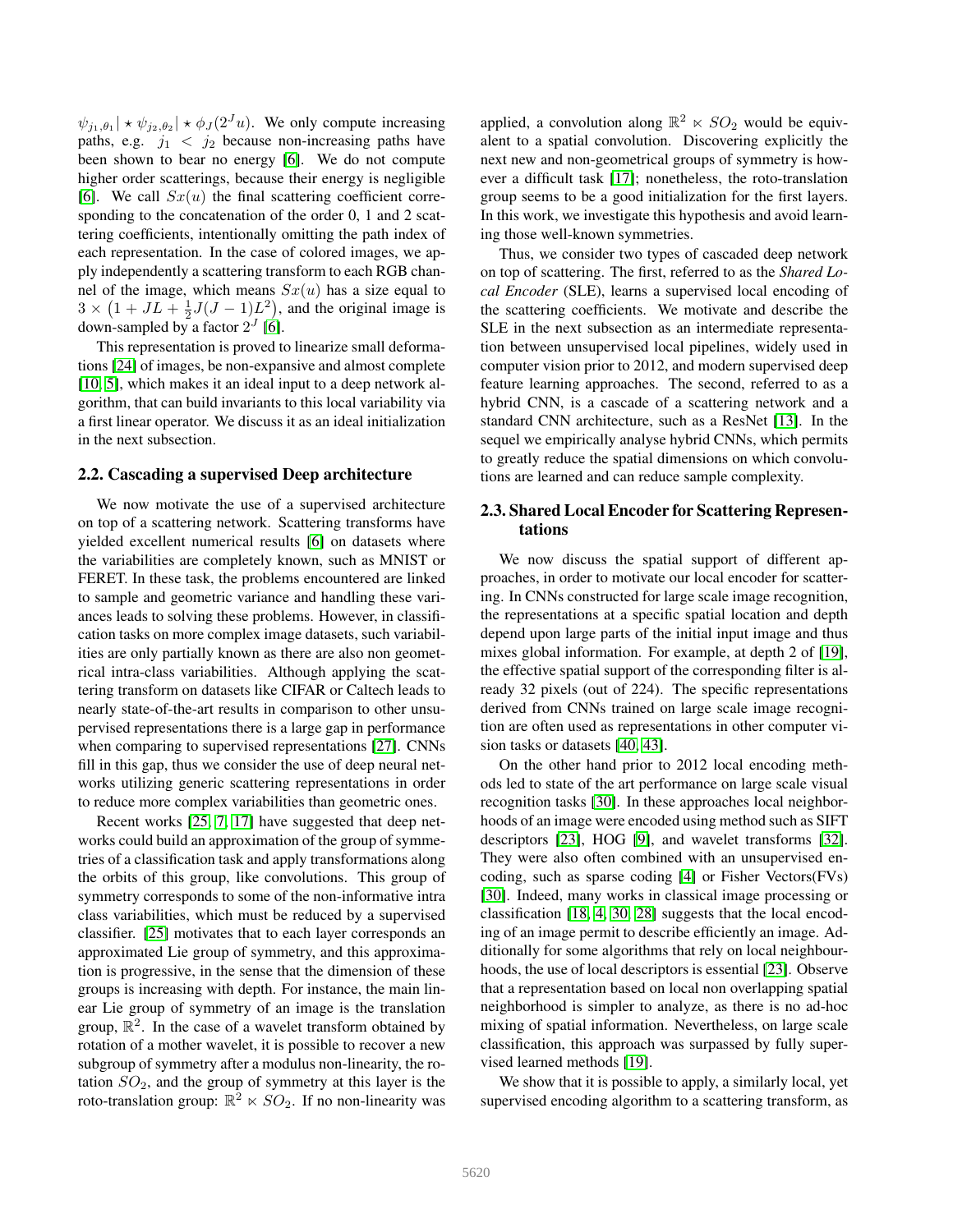$\psi_{j_1,\theta_1}| \star \psi_{j_2,\theta_2}| \star \phi_J(2^J u)$. We only compute increasing paths, e.g. $j_1 < j_2$ because non-increasing paths have been shown to bear no energy [6]. We do not compute higher order scatterings, because their energy is negligible [6]. We call $Sx(u)$ the final scattering coefficient corresponding to the concatenation of the order 0, 1 and 2 scattering coefficients, intentionally omitting the path index of each representation. In the case of colored images, we apply independently a scattering transform to each RGB channel of the image, which means $Sx(u)$ has a size equal to $3 \times \left(1 + JL + \frac{1}{2}J(J-1)L^2\right)$, and the original image is down-sampled by a factor $2^J$ [6].

This representation is proved to linearize small deformations [24] of images, be non-expansive and almost complete [10, 5], which makes it an ideal input to a deep network algorithm, that can build invariants to this local variability via a first linear operator. We discuss it as an ideal initialization in the next subsection.

## 2.2. Cascading a supervised Deep architecture

We now motivate the use of a supervised architecture on top of a scattering network. Scattering transforms have yielded excellent numerical results [6] on datasets where the variabilities are completely known, such as MNIST or FERET. In these task, the problems encountered are linked to sample and geometric variance and handling these variances leads to solving these problems. However, in classification tasks on more complex image datasets, such variabilities are only partially known as there are also non geometrical intra-class variabilities. Although applying the scattering transform on datasets like CIFAR or Caltech leads to nearly state-of-the-art results in comparison to other unsupervised representations there is a large gap in performance when comparing to supervised representations [27]. CNNs fill in this gap, thus we consider the use of deep neural networks utilizing generic scattering representations in order to reduce more complex variabilities than geometric ones.

Recent works [25, 7, 17] have suggested that deep networks could build an approximation of the group of symmetries of a classification task and apply transformations along the orbits of this group, like convolutions. This group of symmetry corresponds to some of the non-informative intra class variabilities, which must be reduced by a supervised classifier. [25] motivates that to each layer corresponds an approximated Lie group of symmetry, and this approximation is progressive, in the sense that the dimension of these groups is increasing with depth. For instance, the main linear Lie group of symmetry of an image is the translation group, $\mathbb{R}^2$. In the case of a wavelet transform obtained by rotation of a mother wavelet, it is possible to recover a new subgroup of symmetry after a modulus non-linearity, the rotation $SO_2$, and the group of symmetry at this layer is the roto-translation group: $\mathbb{R}^2 \ltimes SO_2$. If no non-linearity was applied, a convolution along $\mathbb{R}^2 \ltimes SO_2$ would be equivalent to a spatial convolution. Discovering explicitly the next new and non-geometrical groups of symmetry is however a difficult task [17]; nonetheless, the roto-translation group seems to be a good initialization for the first layers. In this work, we investigate this hypothesis and avoid learning those well-known symmetries.

Thus, we consider two types of cascaded deep network on top of scattering. The first, referred to as the *Shared Local Encoder* (SLE), learns a supervised local encoding of the scattering coefficients. We motivate and describe the SLE in the next subsection as an intermediate representation between unsupervised local pipelines, widely used in computer vision prior to 2012, and modern supervised deep feature learning approaches. The second, referred to as a hybrid CNN, is a cascade of a scattering network and a standard CNN architecture, such as a ResNet [13]. In the sequel we empirically analyse hybrid CNNs, which permits to greatly reduce the spatial dimensions on which convolutions are learned and can reduce sample complexity.

## 2.3. Shared Local Encoder for Scattering Representations

We now discuss the spatial support of different approaches, in order to motivate our local encoder for scattering. In CNNs constructed for large scale image recognition, the representations at a specific spatial location and depth depend upon large parts of the initial input image and thus mixes global information. For example, at depth 2 of [19], the effective spatial support of the corresponding filter is already 32 pixels (out of 224). The specific representations derived from CNNs trained on large scale image recognition are often used as representations in other computer vision tasks or datasets [40, 43].

On the other hand prior to 2012 local encoding methods led to state of the art performance on large scale visual recognition tasks [30]. In these approaches local neighborhoods of an image were encoded using method such as SIFT descriptors [23], HOG [9], and wavelet transforms [32]. They were also often combined with an unsupervised encoding, such as sparse coding [4] or Fisher Vectors(FVs) [30]. Indeed, many works in classical image processing or classification [18, 4, 30, 28] suggests that the local encoding of an image permit to describe efficiently an image. Additionally for some algorithms that rely on local neighbourhoods, the use of local descriptors is essential [23]. Observe that a representation based on local non overlapping spatial neighborhood is simpler to analyze, as there is no ad-hoc mixing of spatial information. Nevertheless, on large scale classification, this approach was surpassed by fully supervised learned methods [19].

We show that it is possible to apply, a similarly local, yet supervised encoding algorithm to a scattering transform, as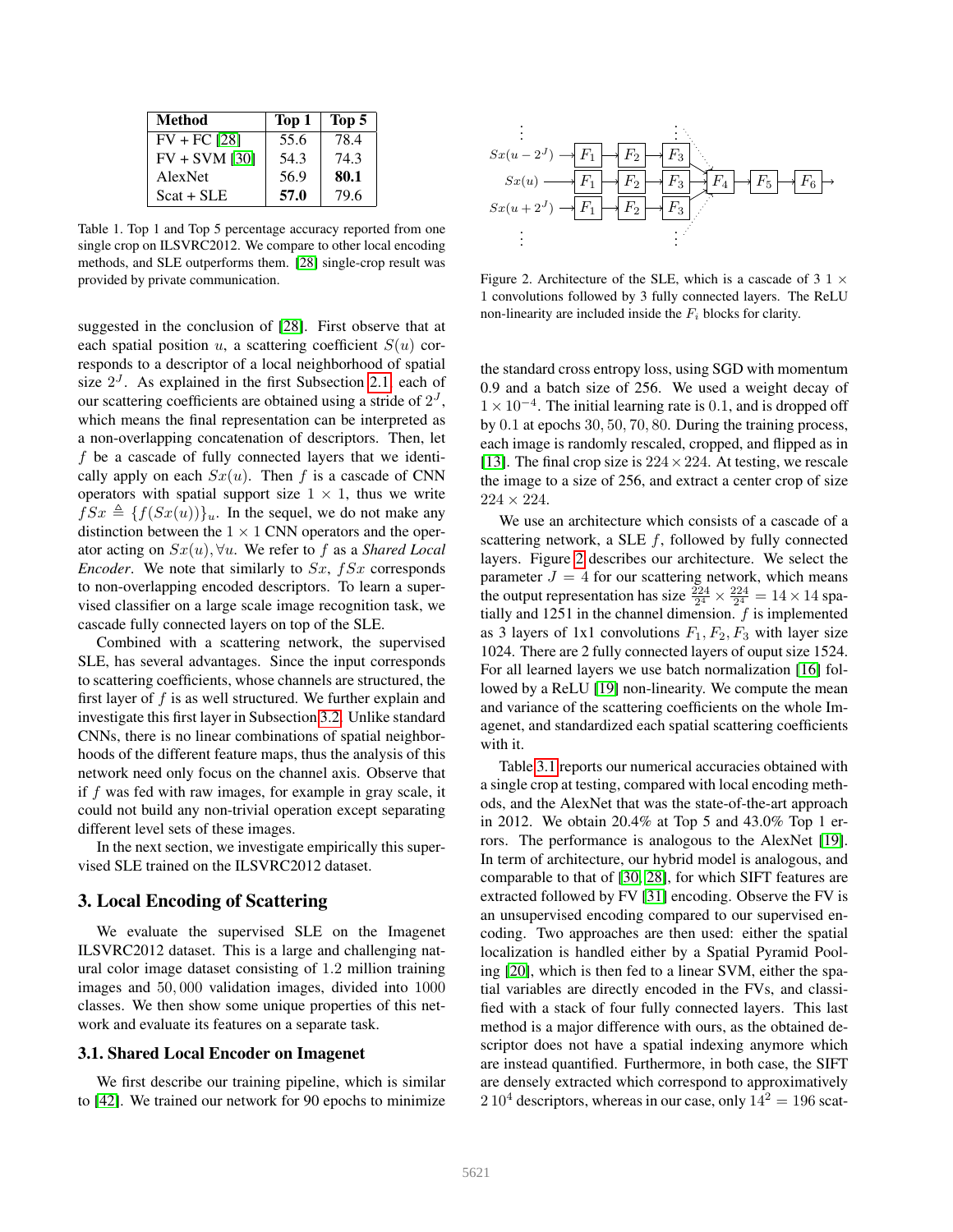| Method | Top 1 | Top 5 |
|---|---|---|
| FV + FC [28] | 55.6 | 78.4 |
| FV + SVM [30] | 54.3 | 74.3 |
| AlexNet | 56.9 | **80.1** |
| Scat + SLE | **57.0** | 79.6 |

Table 1. Top 1 and Top 5 percentage accuracy reported from one single crop on ILSVRC2012. We compare to other local encoding methods, and SLE outperforms them. [28] single-crop result was provided by private communication.

suggested in the conclusion of [28]. First observe that at each spatial position $u$, a scattering coefficient $S(u)$ corresponds to a descriptor of a local neighborhood of spatial size $2^J$. As explained in the first Subsection 2.1, each of our scattering coefficients are obtained using a stride of $2^J$, which means the final representation can be interpreted as a non-overlapping concatenation of descriptors. Then, let $f$ be a cascade of fully connected layers that we identically apply on each $Sx(u)$. Then $f$ is a cascade of CNN operators with spatial support size $1 \times 1$, thus we write $fSx \triangleq \{f(Sx(u))\}_u$. In the sequel, we do not make any distinction between the $1 \times 1$ CNN operators and the operator acting on $Sx(u), \forall u$. We refer to $f$ as a *Shared Local Encoder*. We note that similarly to $Sx$, $fSx$ corresponds to non-overlapping encoded descriptors. To learn a supervised classifier on a large scale image recognition task, we cascade fully connected layers on top of the SLE.

Combined with a scattering network, the supervised SLE, has several advantages. Since the input corresponds to scattering coefficients, whose channels are structured, the first layer of $f$ is as well structured. We further explain and investigate this first layer in Subsection 3.2. Unlike standard CNNs, there is no linear combinations of spatial neighborhoods of the different feature maps, thus the analysis of this network need only focus on the channel axis. Observe that if $f$ was fed with raw images, for example in gray scale, it could not build any non-trivial operation except separating different level sets of these images.

In the next section, we investigate empirically this supervised SLE trained on the ILSVRC2012 dataset.

## 3. Local Encoding of Scattering

We evaluate the supervised SLE on the Imagenet ILSVRC2012 dataset. This is a large and challenging natural color image dataset consisting of 1.2 million training images and 50,000 validation images, divided into 1000 classes. We then show some unique properties of this network and evaluate its features on a separate task.

### 3.1. Shared Local Encoder on Imagenet

We first describe our training pipeline, which is similar to [42]. We trained our network for 90 epochs to minimize the standard cross entropy loss, using SGD with momentum 0.9 and a batch size of 256. We used a weight decay of $1 \times 10^{-4}$. The initial learning rate is 0.1, and is dropped off by 0.1 at epochs 30, 50, 70, 80. During the training process, each image is randomly rescaled, cropped, and flipped as in [13]. The final crop size is $224 \times 224$. At testing, we rescale the image to a size of 256, and extract a center crop of size $224 \times 224$.

Figure 2. Architecture of the SLE, which is a cascade of 3 $1 \times 1$ convolutions followed by 3 fully connected layers. The ReLU non-linearity are included inside the $F_i$ blocks for clarity.

We use an architecture which consists of a cascade of a scattering network, a SLE $f$, followed by fully connected layers. Figure 2 describes our architecture. We select the parameter $J = 4$ for our scattering network, which means the output representation has size $\frac{224}{2^4} \times \frac{224}{2^4} = 14 \times 14$ spatially and 1251 in the channel dimension. $f$ is implemented as 3 layers of 1x1 convolutions $F_1, F_2, F_3$ with layer size 1024. There are 2 fully connected layers of ouput size 1524. For all learned layers we use batch normalization [16] followed by a ReLU [19] non-linearity. We compute the mean and variance of the scattering coefficients on the whole Imagenet, and standardized each spatial scattering coefficients with it.

Table 3.1 reports our numerical accuracies obtained with a single crop at testing, compared with local encoding methods, and the AlexNet that was the state-of-the-art approach in 2012. We obtain 20.4% at Top 5 and 43.0% Top 1 errors. The performance is analogous to the AlexNet [19]. In term of architecture, our hybrid model is analogous, and comparable to that of [30, 28], for which SIFT features are extracted followed by FV [31] encoding. Observe the FV is an unsupervised encoding compared to our supervised encoding. Two approaches are then used: either the spatial localization is handled either by a Spatial Pyramid Pooling [20], which is then fed to a linear SVM, either the spatial variables are directly encoded in the FVs, and classified with a stack of four fully connected layers. This last method is a major difference with ours, as the obtained descriptor does not have a spatial indexing anymore which are instead quantified. Furthermore, in both case, the SIFT are densely extracted which correspond to approximatively $2\,10^4$ descriptors, whereas in our case, only $14^2 = 196$ scat-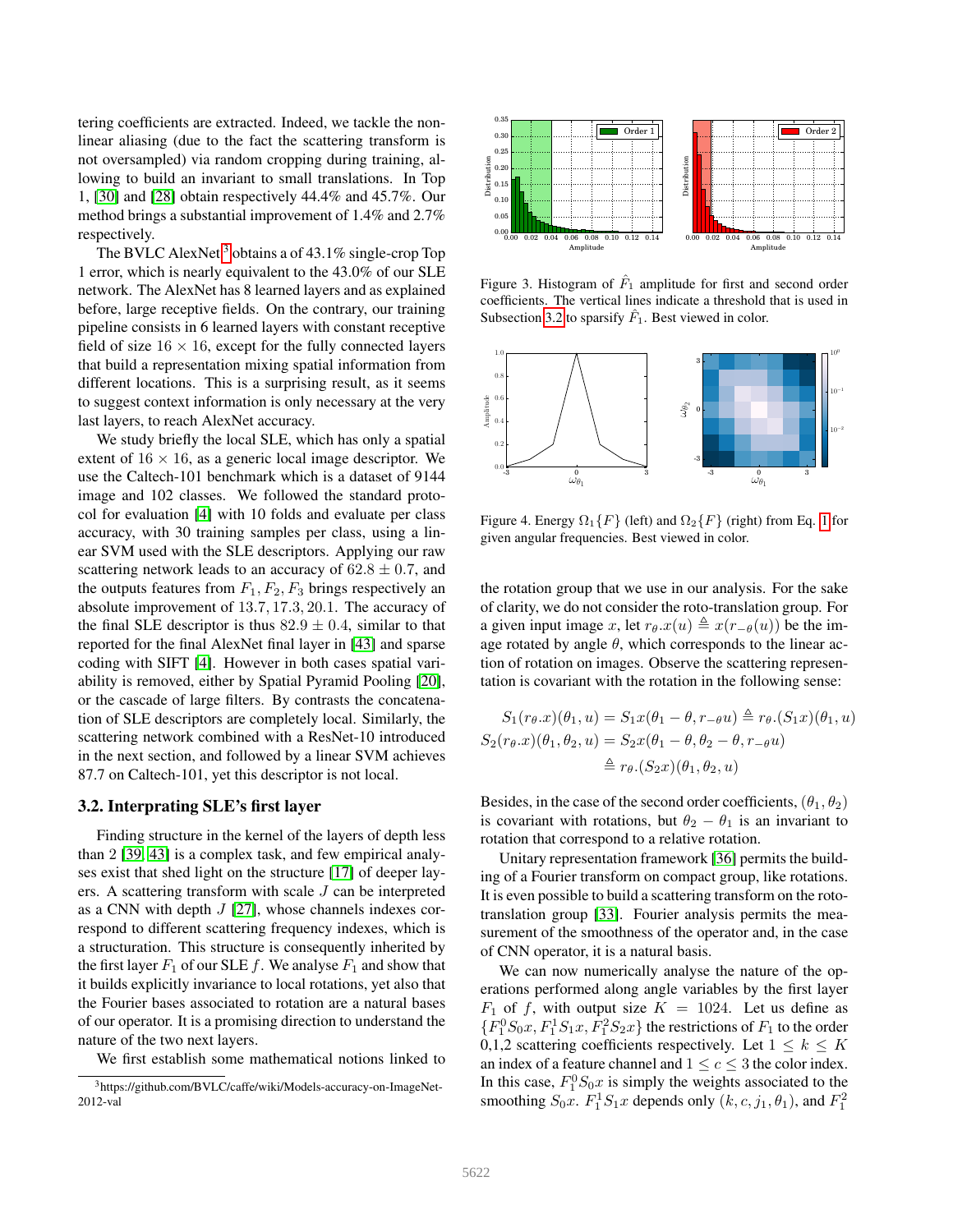tering coefficients are extracted. Indeed, we tackle the non-linear aliasing (due to the fact the scattering transform is not oversampled) via random cropping during training, allowing to build an invariant to small translations. In Top 1, [30] and [28] obtain respectively 44.4% and 45.7%. Our method brings a substantial improvement of 1.4% and 2.7% respectively.

The BVLC AlexNet[3] obtains a of 43.1% single-crop Top 1 error, which is nearly equivalent to the 43.0% of our SLE network. The AlexNet has 8 learned layers and as explained before, large receptive fields. On the contrary, our training pipeline consists in 6 learned layers with constant receptive field of size $16 \times 16$, except for the fully connected layers that build a representation mixing spatial information from different locations. This is a surprising result, as it seems to suggest context information is only necessary at the very last layers, to reach AlexNet accuracy.

We study briefly the local SLE, which has only a spatial extent of $16 \times 16$, as a generic local image descriptor. We use the Caltech-101 benchmark which is a dataset of 9144 image and 102 classes. We followed the standard protocol for evaluation [4] with 10 folds and evaluate per class accuracy, with 30 training samples per class, using a linear SVM used with the SLE descriptors. Applying our raw scattering network leads to an accuracy of $62.8 \pm 0.7$, and the outputs features from $F_1, F_2, F_3$ brings respectively an absolute improvement of $13.7, 17.3, 20.1$. The accuracy of the final SLE descriptor is thus $82.9 \pm 0.4$, similar to that reported for the final AlexNet final layer in [43] and sparse coding with SIFT [4]. However in both cases spatial variability is removed, either by Spatial Pyramid Pooling [20], or the cascade of large filters. By contrasts the concatenation of SLE descriptors are completely local. Similarly, the scattering network combined with a ResNet-10 introduced in the next section, and followed by a linear SVM achieves 87.7 on Caltech-101, yet this descriptor is not local.

### 3.2. Interprating SLE's first layer

Finding structure in the kernel of the layers of depth less than 2 [39, 43] is a complex task, and few empirical analyses exist that shed light on the structure [17] of deeper layers. A scattering transform with scale $J$ can be interpreted as a CNN with depth $J$ [27], whose channels indexes correspond to different scattering frequency indexes, which is a structuration. This structure is consequently inherited by the first layer $F_1$ of our SLE $f$. We analyse $F_1$ and show that it builds explicitly invariance to local rotations, yet also that the Fourier bases associated to rotation are a natural bases of our operator. It is a promising direction to understand the nature of the two next layers.

We first establish some mathematical notions linked to

[3] https://github.com/BVLC/caffe/wiki/Models-accuracy-on-ImageNet-2012-val

Figure 3. Histogram of $\hat{F}_1$ amplitude for first and second order coefficients. The vertical lines indicate a threshold that is used in Subsection 3.2 to sparsify $\hat{F}_1$. Best viewed in color.

Figure 4. Energy $\Omega_1\{F\}$ (left) and $\Omega_2\{F\}$ (right) from Eq. 1 for given angular frequencies. Best viewed in color.

the rotation group that we use in our analysis. For the sake of clarity, we do not consider the roto-translation group. For a given input image $x$, let $r_\theta.x(u) \triangleq x(r_{-\theta}(u))$ be the image rotated by angle $\theta$, which corresponds to the linear action of rotation on images. Observe the scattering representation is covariant with the rotation in the following sense:

$$
\begin{aligned}
S_1(r_\theta.x)(\theta_1, u) &= S_1x(\theta_1 - \theta, r_{-\theta}u) \triangleq r_\theta.(S_1x)(\theta_1, u) \\
S_2(r_\theta.x)(\theta_1, \theta_2, u) &= S_2x(\theta_1 - \theta, \theta_2 - \theta, r_{-\theta}u) \\
&\triangleq r_\theta.(S_2x)(\theta_1, \theta_2, u)
\end{aligned}
$$

Besides, in the case of the second order coefficients, $(\theta_1, \theta_2)$ is covariant with rotations, but $\theta_2 - \theta_1$ is an invariant to rotation that correspond to a relative rotation.

Unitary representation framework [36] permits the building of a Fourier transform on compact group, like rotations. It is even possible to build a scattering transform on the roto-translation group [33]. Fourier analysis permits the measurement of the smoothness of the operator and, in the case of CNN operator, it is a natural basis.

We can now numerically analyse the nature of the operations performed along angle variables by the first layer $F_1$ of $f$, with output size $K = 1024$. Let us define as $\{F_1^0 S_0 x, F_1^1 S_1 x, F_1^2 S_2 x\}$ the restrictions of $F_1$ to the order 0,1,2 scattering coefficients respectively. Let $1 \leq k \leq K$ an index of a feature channel and $1 \leq c \leq 3$ the color index. In this case, $F_1^0 S_0 x$ is simply the weights associated to the smoothing $S_0 x$. $F_1^1 S_1 x$ depends only $(k, c, j_1, \theta_1)$, and $F_1^2$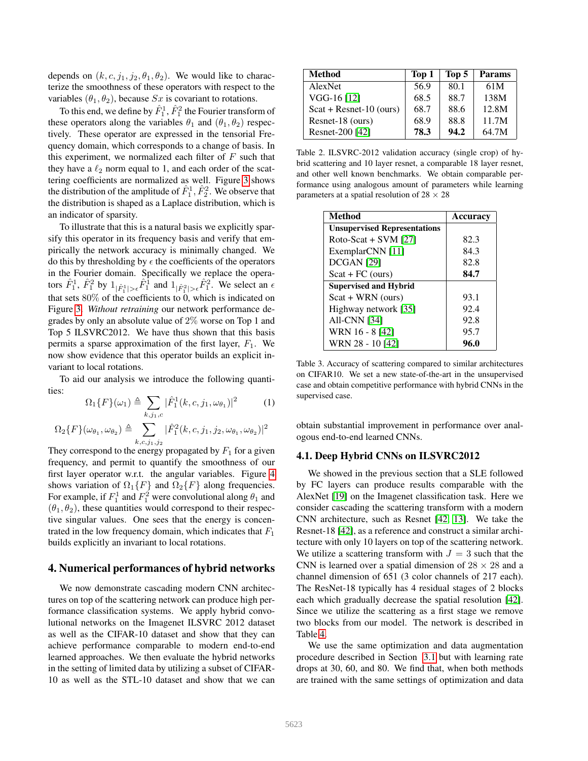depends on $(k, c, j_1, j_2, \theta_1, \theta_2)$. We would like to characterize the smoothness of these operators with respect to the variables $(\theta_1, \theta_2)$, because $Sx$ is covariant to rotations.

To this end, we define by $\hat{F}_1^1, \hat{F}_1^2$ the Fourier transform of these operators along the variables $\theta_1$ and $(\theta_1, \theta_2)$ respectively. These operator are expressed in the tensorial Frequency domain, which corresponds to a change of basis. In this experiment, we normalized each filter of $F$ such that they have a $\ell_2$ norm equal to 1, and each order of the scattering coefficients are normalized as well. Figure 3 shows the distribution of the amplitude of $\hat{F}_1^1, \hat{F}_2^2$. We observe that the distribution is shaped as a Laplace distribution, which is an indicator of sparsity.

To illustrate that this is a natural basis we explicitly sparsify this operator in its frequency basis and verify that empirically the network accuracy is minimally changed. We do this by thresholding by $\epsilon$ the coefficients of the operators in the Fourier domain. Specifically we replace the operators $\hat{F}_1^1$, $\hat{F}_1^2$ by $1_{|\hat{F}_1^1|>\epsilon}\hat{F}_1^1$ and $1_{|\hat{F}_1^2|>\epsilon}\hat{F}_1^2$. We select an $\epsilon$ that sets $80\%$ of the coefficients to 0, which is indicated on Figure 3. *Without retraining* our network performance degrades by only an absolute value of 2% worse on Top 1 and Top 5 ILSVRC2012. We have thus shown that this basis permits a sparse approximation of the first layer, $F_1$. We now show evidence that this operator builds an explicit invariant to local rotations.

To aid our analysis we introduce the following quantities:

$$\Omega_1\{F\}(\omega_1) \triangleq \sum_{k,j_1,c} |\hat{F}_1^1(k, c, j_1, \omega_{\theta_1})|^2 \tag{1}$$

$$\Omega_2\{F\}(\omega_{\theta_1}, \omega_{\theta_2}) \triangleq \sum_{k,c,j_1,j_2} |\hat{F}_1^2(k, c, j_1, j_2, \omega_{\theta_1}, \omega_{\theta_2})|^2$$

They correspond to the energy propagated by $F_1$ for a given frequency, and permit to quantify the smoothness of our first layer operator w.r.t. the angular variables. Figure 4 shows variation of $\Omega_1\{F\}$ and $\Omega_2\{F\}$ along frequencies. For example, if $F_1^1$ and $F_1^2$ were convolutional along $\theta_1$ and $(\theta_1, \theta_2)$, these quantities would correspond to their respective singular values. One sees that the energy is concentrated in the low frequency domain, which indicates that $F_1$ builds explicitly an invariant to local rotations.

## 4. Numerical performances of hybrid networks

We now demonstrate cascading modern CNN architectures on top of the scattering network can produce high performance classification systems. We apply hybrid convolutional networks on the Imagenet ILSVRC 2012 dataset as well as the CIFAR-10 dataset and show that they can achieve performance comparable to modern end-to-end learned approaches. We then evaluate the hybrid networks in the setting of limited data by utilizing a subset of CIFAR-10 as well as the STL-10 dataset and show that we can obtain substantial improvement in performance over analogous end-to-end learned CNNs.

| Method | Top 1 | Top 5 | Params |
|---|---|---|---|
| AlexNet | 56.9 | 80.1 | 61M |
| VGG-16 [12] | 68.5 | 88.7 | 138M |
| Scat + Resnet-10 (ours) | 68.7 | 88.6 | 12.8M |
| Resnet-18 (ours) | 68.9 | 88.8 | 11.7M |
| Resnet-200 [42] | **78.3** | **94.2** | 64.7M |

Table 2. ILSVRC-2012 validation accuracy (single crop) of hybrid scattering and 10 layer resnet, a comparable 18 layer resnet, and other well known benchmarks. We obtain comparable performance using analogous amount of parameters while learning parameters at a spatial resolution of 28 × 28

| Method | Accuracy |
|---|---|
| **Unsupervised Representations** | |
| Roto-Scat + SVM [27] | 82.3 |
| ExemplarCNN [11] | 84.3 |
| DCGAN [29] | 82.8 |
| Scat + FC (ours) | **84.7** |
| **Supervised and Hybrid** | |
| Scat + WRN (ours) | 93.1 |
| Highway network [35] | 92.4 |
| All-CNN [34] | 92.8 |
| WRN 16 - 8 [42] | 95.7 |
| WRN 28 - 10 [42] | **96.0** |

Table 3. Accuracy of scattering compared to similar architectures on CIFAR10. We set a new state-of-the-art in the unsupervised case and obtain competitive performance with hybrid CNNs in the supervised case.

### 4.1. Deep Hybrid CNNs on ILSVRC2012

We showed in the previous section that a SLE followed by FC layers can produce results comparable with the AlexNet [19] on the Imagenet classification task. Here we consider cascading the scattering transform with a modern CNN architecture, such as Resnet [42, 13]. We take the Resnet-18 [42], as a reference and construct a similar architecture with only 10 layers on top of the scattering network. We utilize a scattering transform with $J = 3$ such that the CNN is learned over a spatial dimension of $28 \times 28$ and a channel dimension of 651 (3 color channels of 217 each). The ResNet-18 typically has 4 residual stages of 2 blocks each which gradually decrease the spatial resolution [42]. Since we utilize the scattering as a first stage we remove two blocks from our model. The network is described in Table 4.

We use the same optimization and data augmentation procedure described in Section 3.1 but with learning rate drops at 30, 60, and 80. We find that, when both methods are trained with the same settings of optimization and data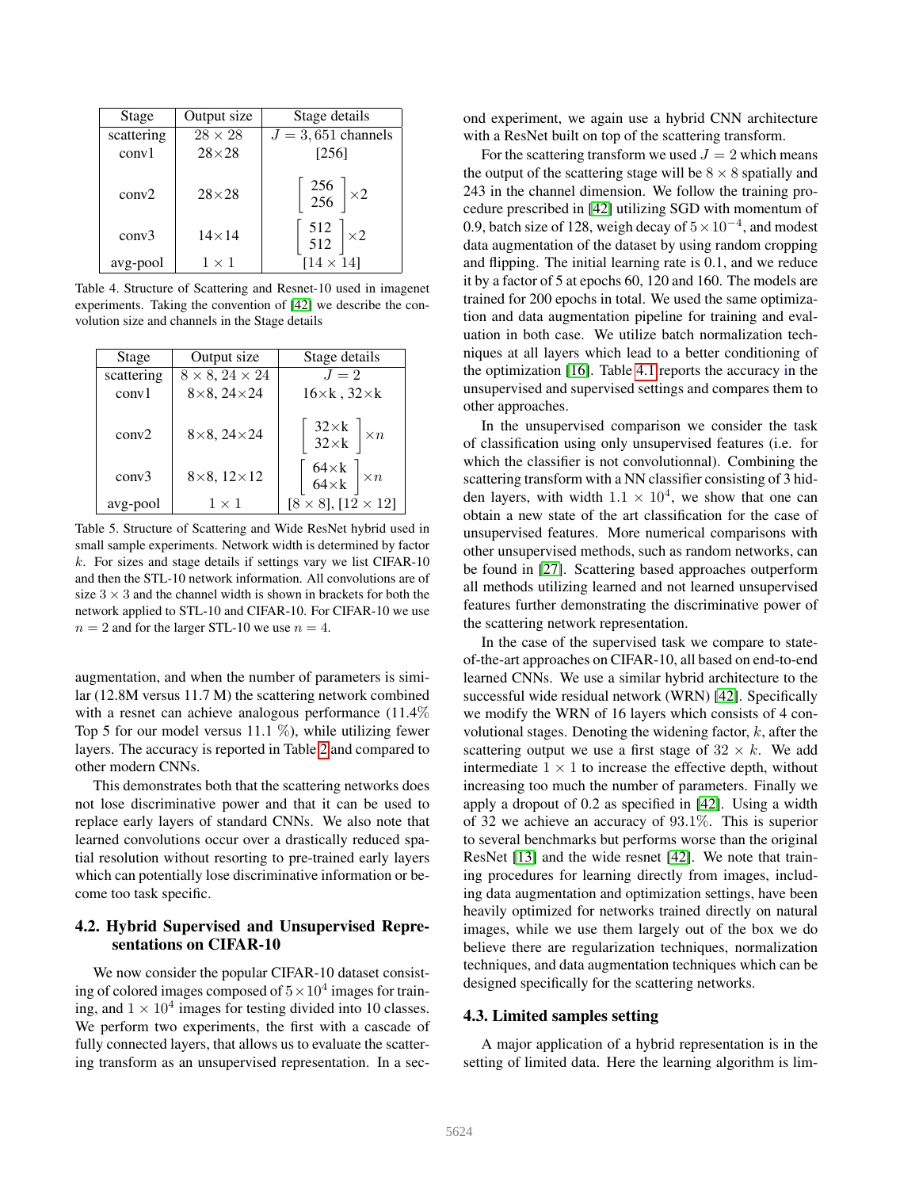| Stage | Output size | Stage details |
|---|---|---|
| scattering | $28 \times 28$ | $J = 3,651$ channels |
| conv1 | $28 \times 28$ | [256] |
| conv2 | $28 \times 28$ | $\begin{bmatrix} 256 \\ 256 \end{bmatrix} \times 2$ |
| conv3 | $14 \times 14$ | $\begin{bmatrix} 512 \\ 512 \end{bmatrix} \times 2$ |
| avg-pool | $1 \times 1$ | $[14 \times 14]$ |

Table 4. Structure of Scattering and Resnet-10 used in imagenet experiments. Taking the convention of [42] we describe the convolution size and channels in the Stage details

| Stage | Output size | Stage details |
|---|---|---|
| scattering | $8 \times 8$, $24 \times 24$ | $J = 2$ |
| conv1 | $8 \times 8$, $24 \times 24$ | $16 \times$k , $32 \times$k |
| conv2 | $8 \times 8$, $24 \times 24$ | $\begin{bmatrix} 32 \times k \\ 32 \times k \end{bmatrix} \times n$ |
| conv3 | $8 \times 8$, $12 \times 12$ | $\begin{bmatrix} 64 \times k \\ 64 \times k \end{bmatrix} \times n$ |
| avg-pool | $1 \times 1$ | $[8 \times 8]$, $[12 \times 12]$ |

Table 5. Structure of Scattering and Wide ResNet hybrid used in small sample experiments. Network width is determined by factor $k$. For sizes and stage details if settings vary we list CIFAR-10 and then the STL-10 network information. All convolutions are of size $3 \times 3$ and the channel width is shown in brackets for both the network applied to STL-10 and CIFAR-10. For CIFAR-10 we use $n = 2$ and for the larger STL-10 we use $n = 4$.

augmentation, and when the number of parameters is similar (12.8M versus 11.7 M) the scattering network combined with a resnet can achieve analogous performance (11.4% Top 5 for our model versus 11.1 %), while utilizing fewer layers. The accuracy is reported in Table 2 and compared to other modern CNNs.

This demonstrates both that the scattering networks does not lose discriminative power and that it can be used to replace early layers of standard CNNs. We also note that learned convolutions occur over a drastically reduced spatial resolution without resorting to pre-trained early layers which can potentially lose discriminative information or become too task specific.

## 4.2. Hybrid Supervised and Unsupervised Representations on CIFAR-10

We now consider the popular CIFAR-10 dataset consisting of colored images composed of $5 \times 10^4$ images for training, and $1 \times 10^4$ images for testing divided into 10 classes. We perform two experiments, the first with a cascade of fully connected layers, that allows us to evaluate the scattering transform as an unsupervised representation. In a second experiment, we again use a hybrid CNN architecture with a ResNet built on top of the scattering transform.

For the scattering transform we used $J = 2$ which means the output of the scattering stage will be $8 \times 8$ spatially and 243 in the channel dimension. We follow the training procedure prescribed in [42] utilizing SGD with momentum of 0.9, batch size of 128, weigh decay of $5 \times 10^{-4}$, and modest data augmentation of the dataset by using random cropping and flipping. The initial learning rate is 0.1, and we reduce it by a factor of 5 at epochs 60, 120 and 160. The models are trained for 200 epochs in total. We used the same optimization and data augmentation pipeline for training and evaluation in both case. We utilize batch normalization techniques at all layers which lead to a better conditioning of the optimization [16]. Table 4.1 reports the accuracy in the unsupervised and supervised settings and compares them to other approaches.

In the unsupervised comparison we consider the task of classification using only unsupervised features (i.e. for which the classifier is not convolutionnal). Combining the scattering transform with a NN classifier consisting of 3 hidden layers, with width $1.1 \times 10^4$, we show that one can obtain a new state of the art classification for the case of unsupervised features. More numerical comparisons with other unsupervised methods, such as random networks, can be found in [27]. Scattering based approaches outperform all methods utilizing learned and not learned unsupervised features further demonstrating the discriminative power of the scattering network representation.

In the case of the supervised task we compare to state-of-the-art approaches on CIFAR-10, all based on end-to-end learned CNNs. We use a similar hybrid architecture to the successful wide residual network (WRN) [42]. Specifically we modify the WRN of 16 layers which consists of 4 convolutional stages. Denoting the widening factor, $k$, after the scattering output we use a first stage of $32 \times k$. We add intermediate $1 \times 1$ to increase the effective depth, without increasing too much the number of parameters. Finally we apply a dropout of 0.2 as specified in [42]. Using a width of 32 we achieve an accuracy of 93.1%. This is superior to several benchmarks but performs worse than the original ResNet [13] and the wide resnet [42]. We note that training procedures for learning directly from images, including data augmentation and optimization settings, have been heavily optimized for networks trained directly on natural images, while we use them largely out of the box we do believe there are regularization techniques, normalization techniques, and data augmentation techniques which can be designed specifically for the scattering networks.

## 4.3. Limited samples setting

A major application of a hybrid representation is in the setting of limited data. Here the learning algorithm is lim-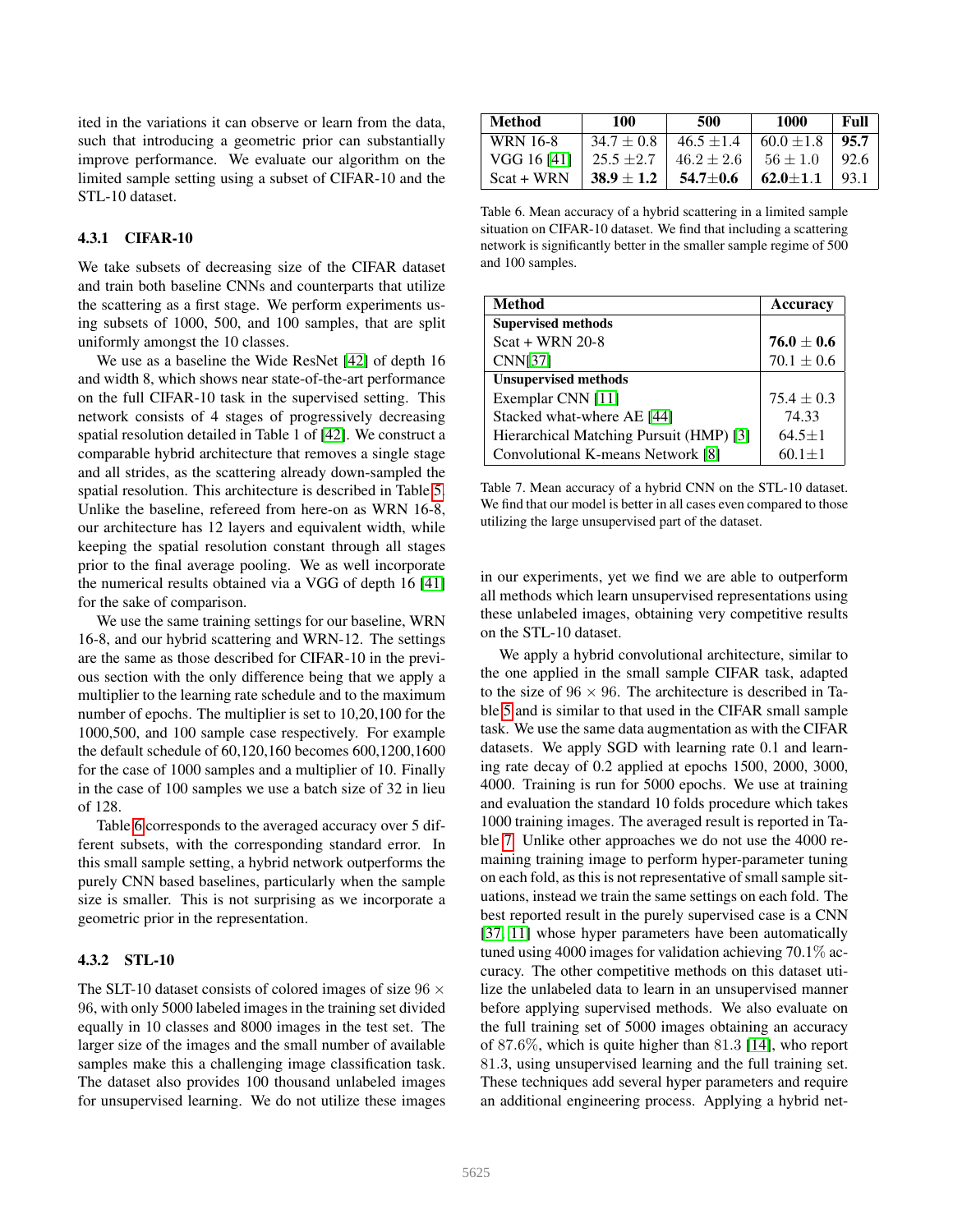ited in the variations it can observe or learn from the data, such that introducing a geometric prior can substantially improve performance. We evaluate our algorithm on the limited sample setting using a subset of CIFAR-10 and the STL-10 dataset.

#### 4.3.1 CIFAR-10

We take subsets of decreasing size of the CIFAR dataset and train both baseline CNNs and counterparts that utilize the scattering as a first stage. We perform experiments using subsets of 1000, 500, and 100 samples, that are split uniformly amongst the 10 classes.

We use as a baseline the Wide ResNet [42] of depth 16 and width 8, which shows near state-of-the-art performance on the full CIFAR-10 task in the supervised setting. This network consists of 4 stages of progressively decreasing spatial resolution detailed in Table 1 of [42]. We construct a comparable hybrid architecture that removes a single stage and all strides, as the scattering already down-sampled the spatial resolution. This architecture is described in Table 5. Unlike the baseline, refereed from here-on as WRN 16-8, our architecture has 12 layers and equivalent width, while keeping the spatial resolution constant through all stages prior to the final average pooling. We as well incorporate the numerical results obtained via a VGG of depth 16 [41] for the sake of comparison.

We use the same training settings for our baseline, WRN 16-8, and our hybrid scattering and WRN-12. The settings are the same as those described for CIFAR-10 in the previous section with the only difference being that we apply a multiplier to the learning rate schedule and to the maximum number of epochs. The multiplier is set to 10,20,100 for the 1000,500, and 100 sample case respectively. For example the default schedule of 60,120,160 becomes 600,1200,1600 for the case of 1000 samples and a multiplier of 10. Finally in the case of 100 samples we use a batch size of 32 in lieu of 128.

Table 6 corresponds to the averaged accuracy over 5 different subsets, with the corresponding standard error. In this small sample setting, a hybrid network outperforms the purely CNN based baselines, particularly when the sample size is smaller. This is not surprising as we incorporate a geometric prior in the representation.

| Method | 100 | 500 | 1000 | Full |
|---|---|---|---|---|
| WRN 16-8 | $34.7 \pm 0.8$ | $46.5 \pm 1.4$ | $60.0 \pm 1.8$ | **95.7** |
| VGG 16 [41] | $25.5 \pm 2.7$ | $46.2 \pm 2.6$ | $56 \pm 1.0$ | 92.6 |
| Scat + WRN | $\mathbf{38.9 \pm 1.2}$ | $\mathbf{54.7 \pm 0.6}$ | $\mathbf{62.0 \pm 1.1}$ | 93.1 |

Table 6. Mean accuracy of a hybrid scattering in a limited sample situation on CIFAR-10 dataset. We find that including a scattering network is significantly better in the smaller sample regime of 500 and 100 samples.

| Method | Accuracy |
|---|---|
| **Supervised methods** | |
| Scat + WRN 20-8 | $\mathbf{76.0 \pm 0.6}$ |
| CNN[37] | $70.1 \pm 0.6$ |
| **Unsupervised methods** | |
| Exemplar CNN [11] | $75.4 \pm 0.3$ |
| Stacked what-where AE [44] | 74.33 |
| Hierarchical Matching Pursuit (HMP) [3] | $64.5 \pm 1$ |
| Convolutional K-means Network [8] | $60.1 \pm 1$ |

Table 7. Mean accuracy of a hybrid CNN on the STL-10 dataset. We find that our model is better in all cases even compared to those utilizing the large unsupervised part of the dataset.

#### 4.3.2 STL-10

The SLT-10 dataset consists of colored images of size $96 \times 96$, with only 5000 labeled images in the training set divided equally in 10 classes and 8000 images in the test set. The larger size of the images and the small number of available samples make this a challenging image classification task. The dataset also provides 100 thousand unlabeled images for unsupervised learning. We do not utilize these images in our experiments, yet we find we are able to outperform all methods which learn unsupervised representations using these unlabeled images, obtaining very competitive results on the STL-10 dataset.

We apply a hybrid convolutional architecture, similar to the one applied in the small sample CIFAR task, adapted to the size of $96 \times 96$. The architecture is described in Table 5 and is similar to that used in the CIFAR small sample task. We use the same data augmentation as with the CIFAR datasets. We apply SGD with learning rate 0.1 and learning rate decay of 0.2 applied at epochs 1500, 2000, 3000, 4000. Training is run for 5000 epochs. We use at training and evaluation the standard 10 folds procedure which takes 1000 training images. The averaged result is reported in Table 7. Unlike other approaches we do not use the 4000 remaining training image to perform hyper-parameter tuning on each fold, as this is not representative of small sample situations, instead we train the same settings on each fold. The best reported result in the purely supervised case is a CNN [37, 11] whose hyper parameters have been automatically tuned using 4000 images for validation achieving 70.1% accuracy. The other competitive methods on this dataset utilize the unlabeled data to learn in an unsupervised manner before applying supervised methods. We also evaluate on the full training set of 5000 images obtaining an accuracy of 87.6%, which is quite higher than 81.3 [14], who report 81.3, using unsupervised learning and the full training set. These techniques add several hyper parameters and require an additional engineering process. Applying a hybrid net-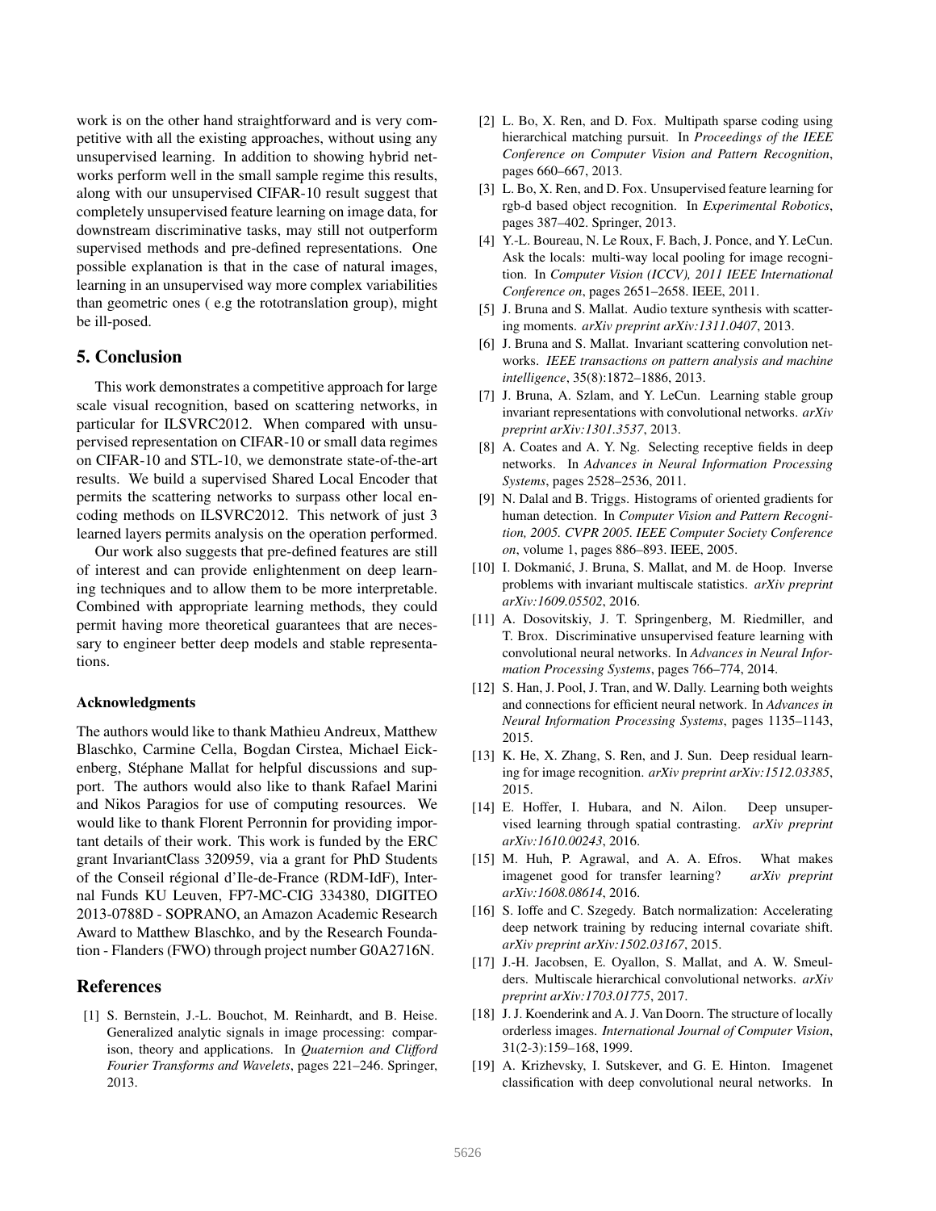work is on the other hand straightforward and is very competitive with all the existing approaches, without using any unsupervised learning. In addition to showing hybrid networks perform well in the small sample regime this results, along with our unsupervised CIFAR-10 result suggest that completely unsupervised feature learning on image data, for downstream discriminative tasks, may still not outperform supervised methods and pre-defined representations. One possible explanation is that in the case of natural images, learning in an unsupervised way more complex variabilities than geometric ones ( e.g the rototranslation group), might be ill-posed.

## 5. Conclusion

This work demonstrates a competitive approach for large scale visual recognition, based on scattering networks, in particular for ILSVRC2012. When compared with unsupervised representation on CIFAR-10 or small data regimes on CIFAR-10 and STL-10, we demonstrate state-of-the-art results. We build a supervised Shared Local Encoder that permits the scattering networks to surpass other local encoding methods on ILSVRC2012. This network of just 3 learned layers permits analysis on the operation performed.

Our work also suggests that pre-defined features are still of interest and can provide enlightenment on deep learning techniques and to allow them to be more interpretable. Combined with appropriate learning methods, they could permit having more theoretical guarantees that are necessary to engineer better deep models and stable representations.

#### Acknowledgments

The authors would like to thank Mathieu Andreux, Matthew Blaschko, Carmine Cella, Bogdan Cirstea, Michael Eickenberg, Stéphane Mallat for helpful discussions and support. The authors would also like to thank Rafael Marini and Nikos Paragios for use of computing resources. We would like to thank Florent Perronnin for providing important details of their work. This work is funded by the ERC grant InvariantClass 320959, via a grant for PhD Students of the Conseil régional d'Ile-de-France (RDM-IdF), Internal Funds KU Leuven, FP7-MC-CIG 334380, DIGITEO 2013-0788D - SOPRANO, an Amazon Academic Research Award to Matthew Blaschko, and by the Research Foundation - Flanders (FWO) through project number G0A2716N.

## References

[1] S. Bernstein, J.-L. Bouchot, M. Reinhardt, and B. Heise. Generalized analytic signals in image processing: comparison, theory and applications. In *Quaternion and Clifford Fourier Transforms and Wavelets*, pages 221–246. Springer, 2013.

[2] L. Bo, X. Ren, and D. Fox. Multipath sparse coding using hierarchical matching pursuit. In *Proceedings of the IEEE Conference on Computer Vision and Pattern Recognition*, pages 660–667, 2013.

[3] L. Bo, X. Ren, and D. Fox. Unsupervised feature learning for rgb-d based object recognition. In *Experimental Robotics*, pages 387–402. Springer, 2013.

[4] Y.-L. Boureau, N. Le Roux, F. Bach, J. Ponce, and Y. LeCun. Ask the locals: multi-way local pooling for image recognition. In *Computer Vision (ICCV), 2011 IEEE International Conference on*, pages 2651–2658. IEEE, 2011.

[5] J. Bruna and S. Mallat. Audio texture synthesis with scattering moments. *arXiv preprint arXiv:1311.0407*, 2013.

[6] J. Bruna and S. Mallat. Invariant scattering convolution networks. *IEEE transactions on pattern analysis and machine intelligence*, 35(8):1872–1886, 2013.

[7] J. Bruna, A. Szlam, and Y. LeCun. Learning stable group invariant representations with convolutional networks. *arXiv preprint arXiv:1301.3537*, 2013.

[8] A. Coates and A. Y. Ng. Selecting receptive fields in deep networks. In *Advances in Neural Information Processing Systems*, pages 2528–2536, 2011.

[9] N. Dalal and B. Triggs. Histograms of oriented gradients for human detection. In *Computer Vision and Pattern Recognition, 2005. CVPR 2005. IEEE Computer Society Conference on*, volume 1, pages 886–893. IEEE, 2005.

[10] I. Dokmanić, J. Bruna, S. Mallat, and M. de Hoop. Inverse problems with invariant multiscale statistics. *arXiv preprint arXiv:1609.05502*, 2016.

[11] A. Dosovitskiy, J. T. Springenberg, M. Riedmiller, and T. Brox. Discriminative unsupervised feature learning with convolutional neural networks. In *Advances in Neural Information Processing Systems*, pages 766–774, 2014.

[12] S. Han, J. Pool, J. Tran, and W. Dally. Learning both weights and connections for efficient neural network. In *Advances in Neural Information Processing Systems*, pages 1135–1143, 2015.

[13] K. He, X. Zhang, S. Ren, and J. Sun. Deep residual learning for image recognition. *arXiv preprint arXiv:1512.03385*, 2015.

[14] E. Hoffer, I. Hubara, and N. Ailon. Deep unsupervised learning through spatial contrasting. *arXiv preprint arXiv:1610.00243*, 2016.

[15] M. Huh, P. Agrawal, and A. A. Efros. What makes imagenet good for transfer learning? *arXiv preprint arXiv:1608.08614*, 2016.

[16] S. Ioffe and C. Szegedy. Batch normalization: Accelerating deep network training by reducing internal covariate shift. *arXiv preprint arXiv:1502.03167*, 2015.

[17] J.-H. Jacobsen, E. Oyallon, S. Mallat, and A. W. Smeulders. Multiscale hierarchical convolutional networks. *arXiv preprint arXiv:1703.01775*, 2017.

[18] J. J. Koenderink and A. J. Van Doorn. The structure of locally orderless images. *International Journal of Computer Vision*, 31(2-3):159–168, 1999.

[19] A. Krizhevsky, I. Sutskever, and G. E. Hinton. Imagenet classification with deep convolutional neural networks. In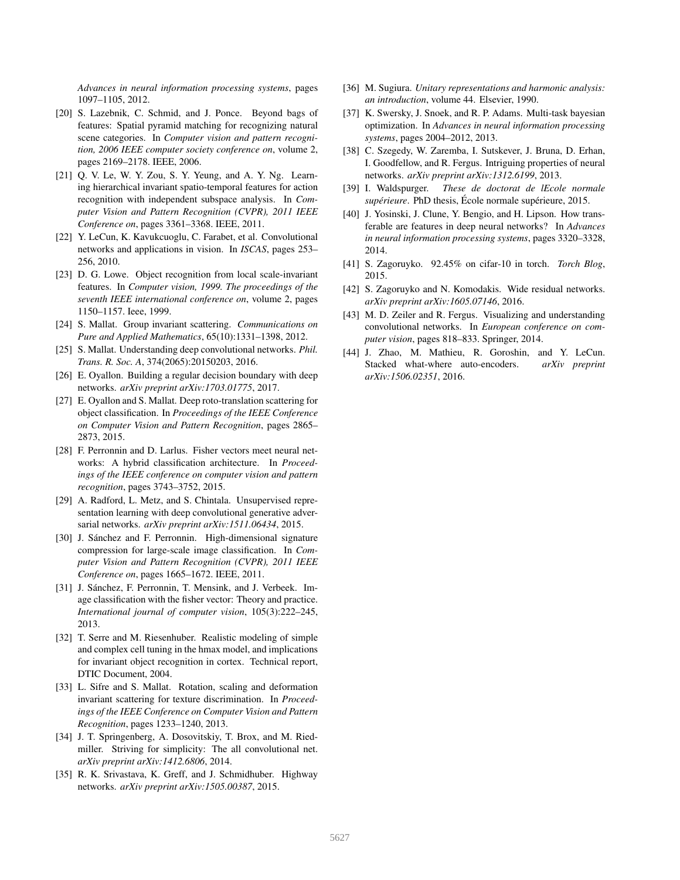*Advances in neural information processing systems*, pages 1097–1105, 2012.

[20] S. Lazebnik, C. Schmid, and J. Ponce. Beyond bags of features: Spatial pyramid matching for recognizing natural scene categories. In *Computer vision and pattern recognition, 2006 IEEE computer society conference on*, volume 2, pages 2169–2178. IEEE, 2006.

[21] Q. V. Le, W. Y. Zou, S. Y. Yeung, and A. Y. Ng. Learning hierarchical invariant spatio-temporal features for action recognition with independent subspace analysis. In *Computer Vision and Pattern Recognition (CVPR), 2011 IEEE Conference on*, pages 3361–3368. IEEE, 2011.

[22] Y. LeCun, K. Kavukcuoglu, C. Farabet, et al. Convolutional networks and applications in vision. In *ISCAS*, pages 253–256, 2010.

[23] D. G. Lowe. Object recognition from local scale-invariant features. In *Computer vision, 1999. The proceedings of the seventh IEEE international conference on*, volume 2, pages 1150–1157. Ieee, 1999.

[24] S. Mallat. Group invariant scattering. *Communications on Pure and Applied Mathematics*, 65(10):1331–1398, 2012.

[25] S. Mallat. Understanding deep convolutional networks. *Phil. Trans. R. Soc. A*, 374(2065):20150203, 2016.

[26] E. Oyallon. Building a regular decision boundary with deep networks. *arXiv preprint arXiv:1703.01775*, 2017.

[27] E. Oyallon and S. Mallat. Deep roto-translation scattering for object classification. In *Proceedings of the IEEE Conference on Computer Vision and Pattern Recognition*, pages 2865–2873, 2015.

[28] F. Perronnin and D. Larlus. Fisher vectors meet neural networks: A hybrid classification architecture. In *Proceedings of the IEEE conference on computer vision and pattern recognition*, pages 3743–3752, 2015.

[29] A. Radford, L. Metz, and S. Chintala. Unsupervised representation learning with deep convolutional generative adversarial networks. *arXiv preprint arXiv:1511.06434*, 2015.

[30] J. Sánchez and F. Perronnin. High-dimensional signature compression for large-scale image classification. In *Computer Vision and Pattern Recognition (CVPR), 2011 IEEE Conference on*, pages 1665–1672. IEEE, 2011.

[31] J. Sánchez, F. Perronnin, T. Mensink, and J. Verbeek. Image classification with the fisher vector: Theory and practice. *International journal of computer vision*, 105(3):222–245, 2013.

[32] T. Serre and M. Riesenhuber. Realistic modeling of simple and complex cell tuning in the hmax model, and implications for invariant object recognition in cortex. Technical report, DTIC Document, 2004.

[33] L. Sifre and S. Mallat. Rotation, scaling and deformation invariant scattering for texture discrimination. In *Proceedings of the IEEE Conference on Computer Vision and Pattern Recognition*, pages 1233–1240, 2013.

[34] J. T. Springenberg, A. Dosovitskiy, T. Brox, and M. Riedmiller. Striving for simplicity: The all convolutional net. *arXiv preprint arXiv:1412.6806*, 2014.

[35] R. K. Srivastava, K. Greff, and J. Schmidhuber. Highway networks. *arXiv preprint arXiv:1505.00387*, 2015.

[36] M. Sugiura. *Unitary representations and harmonic analysis: an introduction*, volume 44. Elsevier, 1990.

[37] K. Swersky, J. Snoek, and R. P. Adams. Multi-task bayesian optimization. In *Advances in neural information processing systems*, pages 2004–2012, 2013.

[38] C. Szegedy, W. Zaremba, I. Sutskever, J. Bruna, D. Erhan, I. Goodfellow, and R. Fergus. Intriguing properties of neural networks. *arXiv preprint arXiv:1312.6199*, 2013.

[39] I. Waldspurger. *These de doctorat de lEcole normale supérieure*. PhD thesis, École normale supérieure, 2015.

[40] J. Yosinski, J. Clune, Y. Bengio, and H. Lipson. How transferable are features in deep neural networks? In *Advances in neural information processing systems*, pages 3320–3328, 2014.

[41] S. Zagoruyko. 92.45% on cifar-10 in torch. *Torch Blog*, 2015.

[42] S. Zagoruyko and N. Komodakis. Wide residual networks. *arXiv preprint arXiv:1605.07146*, 2016.

[43] M. D. Zeiler and R. Fergus. Visualizing and understanding convolutional networks. In *European conference on computer vision*, pages 818–833. Springer, 2014.

[44] J. Zhao, M. Mathieu, R. Goroshin, and Y. LeCun. Stacked what-where auto-encoders. *arXiv preprint arXiv:1506.02351*, 2016.